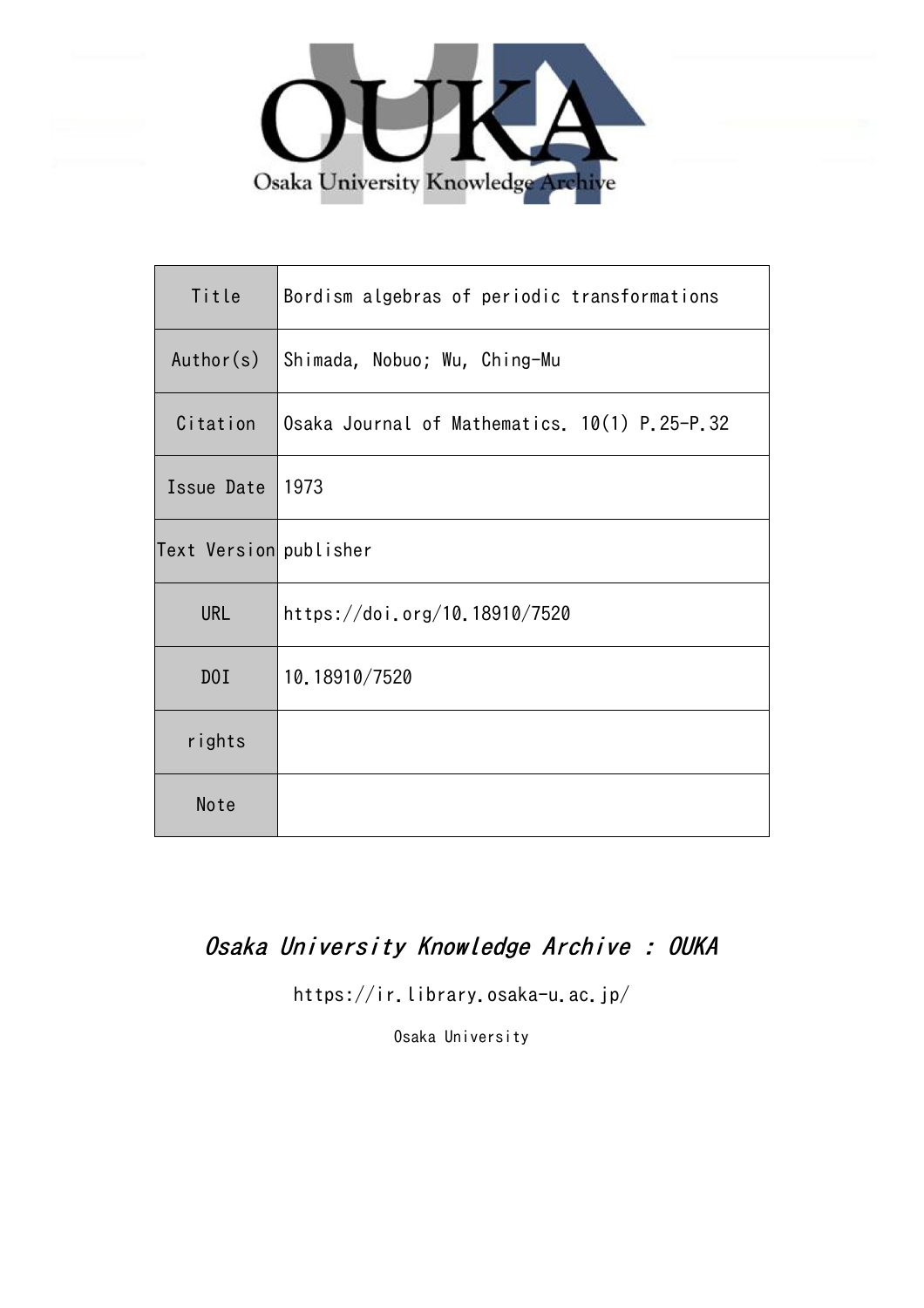| Title | Bordism algebras of periodic transformations |
| --- | --- |
| Author(s) | Shimada, Nobuo; Wu, Ching-Mu |
| Citation | Osaka Journal of Mathematics. 10(1) P.25-P.32 |
| Issue Date | 1973 |
| Text Version | publisher |
| URL | https://doi.org/10.18910/7520 |
| DOI | 10.18910/7520 |
| rights | |
| Note | |

*Osaka University Knowledge Archive : OUKA*

https://ir.library.osaka-u.ac.jp/

Osaka University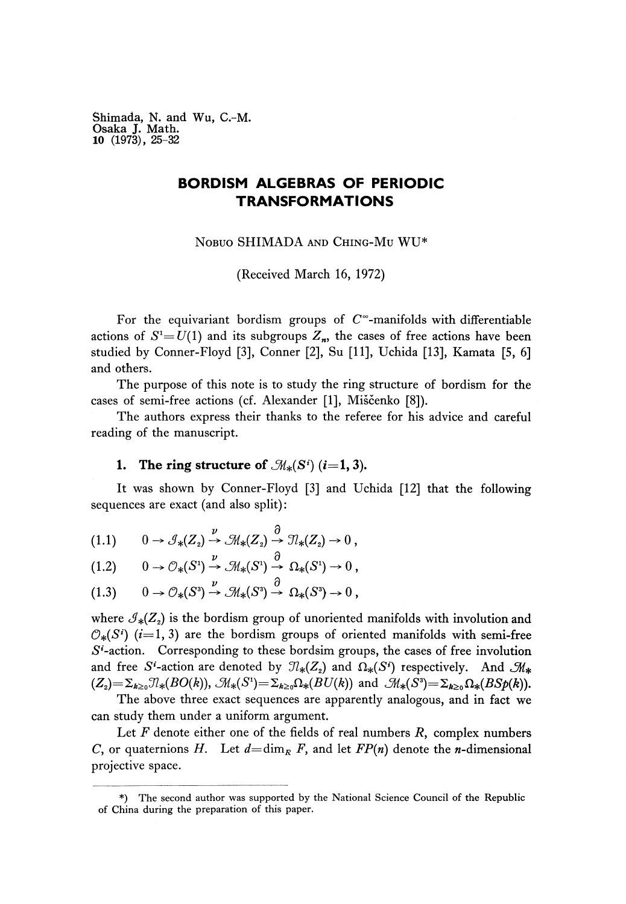Shimada, N. and Wu, C.-M.
Osaka J. Math.
10 (1973), 25-32

# BORDISM ALGEBRAS OF PERIODIC TRANSFORMATIONS

NOBUO SHIMADA AND CHING-MU WU*

(Received March 16, 1972)

For the equivariant bordism groups of $C^\infty$-manifolds with differentiable actions of $S^1 = U(1)$ and its subgroups $Z_n$, the cases of free actions have been studied by Conner-Floyd [3], Conner [2], Su [11], Uchida [13], Kamata [5, 6] and others.

The purpose of this note is to study the ring structure of bordism for the cases of semi-free actions (cf. Alexander [1], Miščenko [8]).

The authors express their thanks to the referee for his advice and careful reading of the manuscript.

## 1. The ring structure of $\mathcal{M}_*(S^i)$ ($i=1, 3$).

It was shown by Conner-Floyd [3] and Uchida [12] that the following sequences are exact (and also split):

$$(1.1) \qquad 0 \rightarrow \mathcal{I}_*(Z_2) \xrightarrow{\nu} \mathcal{M}_*(Z_2) \xrightarrow{\partial} \mathcal{N}_*(Z_2) \rightarrow 0\,,$$

$$(1.2) \qquad 0 \rightarrow \mathcal{O}_*(S^1) \xrightarrow{\nu} \mathcal{M}_*(S^1) \xrightarrow{\partial} \Omega_*(S^1) \rightarrow 0\,,$$

$$(1.3) \qquad 0 \rightarrow \mathcal{O}_*(S^3) \xrightarrow{\nu} \mathcal{M}_*(S^3) \xrightarrow{\partial} \Omega_*(S^3) \rightarrow 0\,,$$

where $\mathcal{I}_*(Z_2)$ is the bordism group of unoriented manifolds with involution and $\mathcal{O}_*(S^i)$ ($i=1, 3$) are the bordism groups of oriented manifolds with semi-free $S^i$-action. Corresponding to these bordsim groups, the cases of free involution and free $S^i$-action are denoted by $\mathcal{N}_*(Z_2)$ and $\Omega_*(S^i)$ respectively. And $\mathcal{M}_*(Z_2) = \Sigma_{k\geq 0}\mathcal{N}_*(BO(k))$, $\mathcal{M}_*(S^1) = \Sigma_{k\geq 0}\Omega_*(BU(k))$ and $\mathcal{M}_*(S^3) = \Sigma_{k\geq 0}\Omega_*(BSp(k))$.

The above three exact sequences are apparently analogous, and in fact we can study them under a uniform argument.

Let $F$ denote either one of the fields of real numbers $R$, complex numbers $C$, or quaternions $H$. Let $d = \dim_R F$, and let $FP(n)$ denote the $n$-dimensional projective space.

---

*) The second author was supported by the National Science Council of the Republic of China during the preparation of this paper.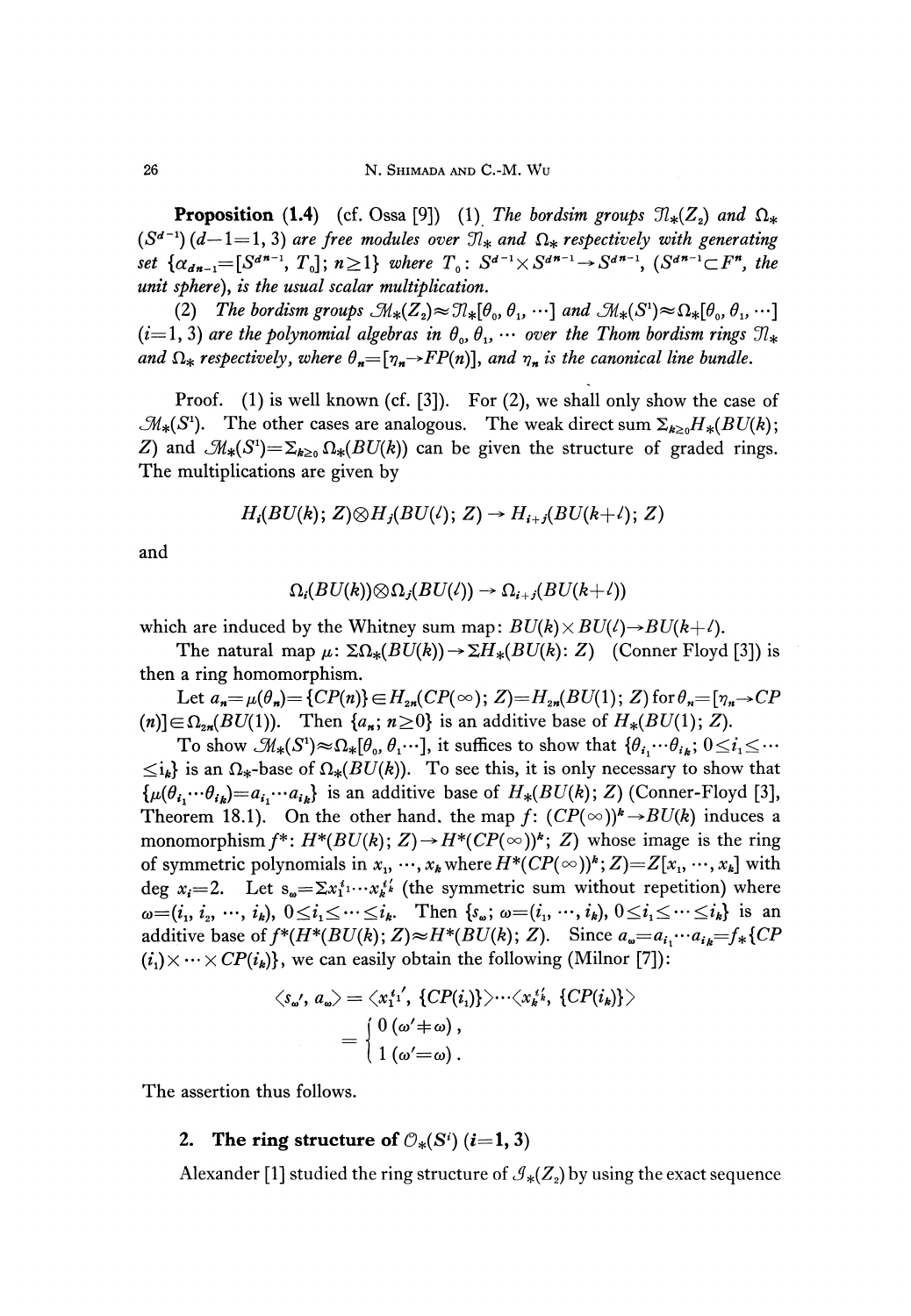**Proposition (1.4)** (cf. Ossa [9]) (1) *The bordsim groups $\mathcal{N}_*(Z_2)$ and $\Omega_*(S^{d-1})$ $(d-1=1, 3)$ are free modules over $\mathcal{N}_*$ and $\Omega_*$ respectively with generating set $\{\alpha_{dn-1}=[S^{dn-1}, T_0]; n\geq 1\}$ where $T_0$: $S^{d-1}\times S^{dn-1}\to S^{dn-1}$, $(S^{dn-1}\subset F^n$, the unit sphere), is the usual scalar multiplication.*

(2) *The bordism groups $\mathcal{M}_*(Z_2)\approx\mathcal{N}_*[\theta_0, \theta_1, \cdots]$ and $\mathcal{M}_*(S^i)\approx\Omega_*[\theta_0, \theta_1, \cdots]$ $(i=1, 3)$ are the polynomial algebras in $\theta_0, \theta_1, \cdots$ over the Thom bordism rings $\mathcal{N}_*$ and $\Omega_*$ respectively, where $\theta_n=[\eta_n\to FP(n)]$, and $\eta_n$ is the canonical line bundle.*

Proof. (1) is well known (cf. [3]). For (2), we shall only show the case of $\mathcal{M}_*(S^1)$. The other cases are analogous. The weak direct sum $\Sigma_{k\geq 0}H_*(BU(k); Z)$ and $\mathcal{M}_*(S^1)=\Sigma_{k\geq 0}\Omega_*(BU(k))$ can be given the structure of graded rings. The multiplications are given by

$$H_i(BU(k); Z)\otimes H_j(BU(l); Z)\to H_{i+j}(BU(k+l); Z)$$

and

$$\Omega_i(BU(k))\otimes\Omega_j(BU(l))\to\Omega_{i+j}(BU(k+l))$$

which are induced by the Whitney sum map: $BU(k)\times BU(l)\to BU(k+l)$.

The natural map $\mu$: $\Sigma\Omega_*(BU(k))\to\Sigma H_*(BU(k): Z)$ (Conner Floyd [3]) is then a ring homomorphism.

Let $a_n=\mu(\theta_n)=\{CP(n)\}\in H_{2n}(CP(\infty); Z)=H_{2n}(BU(1); Z)$ for $\theta_n=[\eta_n\to CP(n)]\in\Omega_{2n}(BU(1))$. Then $\{a_n; n\geq 0\}$ is an additive base of $H_*(BU(1); Z)$.

To show $\mathcal{M}_*(S^1)\approx\Omega_*[\theta_0, \theta_1\cdots]$, it suffices to show that $\{\theta_{i_1}\cdots\theta_{i_k}; 0\leq i_1\leq\cdots\leq i_k\}$ is an $\Omega_*$-base of $\Omega_*(BU(k))$. To see this, it is only necessary to show that $\{\mu(\theta_{i_1}\cdots\theta_{i_k})=a_{i_1}\cdots a_{i_k}\}$ is an additive base of $H_*(BU(k); Z)$ (Conner-Floyd [3], Theorem 18.1). On the other hand, the map $f$: $(CP(\infty))^k\to BU(k)$ induces a monomorphism $f^*$: $H^*(BU(k); Z)\to H^*(CP(\infty))^k; Z)$ whose image is the ring of symmetric polynomials in $x_1, \cdots, x_k$ where $H^*(CP(\infty))^k; Z)=Z[x_1, \cdots, x_k]$ with $\deg x_i=2$. Let $s_\omega=\Sigma x_1^{i_1}\cdots x_k^{i_k}$ (the symmetric sum without repetition) where $\omega=(i_1, i_2, \cdots, i_k)$, $0\leq i_1\leq\cdots\leq i_k$. Then $\{s_\omega; \omega=(i_1, \cdots, i_k), 0\leq i_1\leq\cdots\leq i_k\}$ is an additive base of $f^*(H^*(BU(k); Z)\approx H^*(BU(k); Z)$. Since $a_\omega=a_{i_1}\cdots a_{i_k}=f_*\{CP(i_1)\times\cdots\times CP(i_k)\}$, we can easily obtain the following (Milnor [7]):

$$\langle s_{\omega'}, a_\omega\rangle=\langle x_1^{i_1'}, \{CP(i_1)\}\rangle\cdots\langle x_k^{i_k'}, \{CP(i_k)\}\rangle$$
$$=\begin{cases}0\ (\omega'\neq\omega),\\ 1\ (\omega'=\omega).\end{cases}$$

The assertion thus follows.

## 2. The ring structure of $\mathcal{O}_*(S^i)$ $(i=1, 3)$

Alexander [1] studied the ring structure of $\mathcal{J}_*(Z_2)$ by using the exact sequence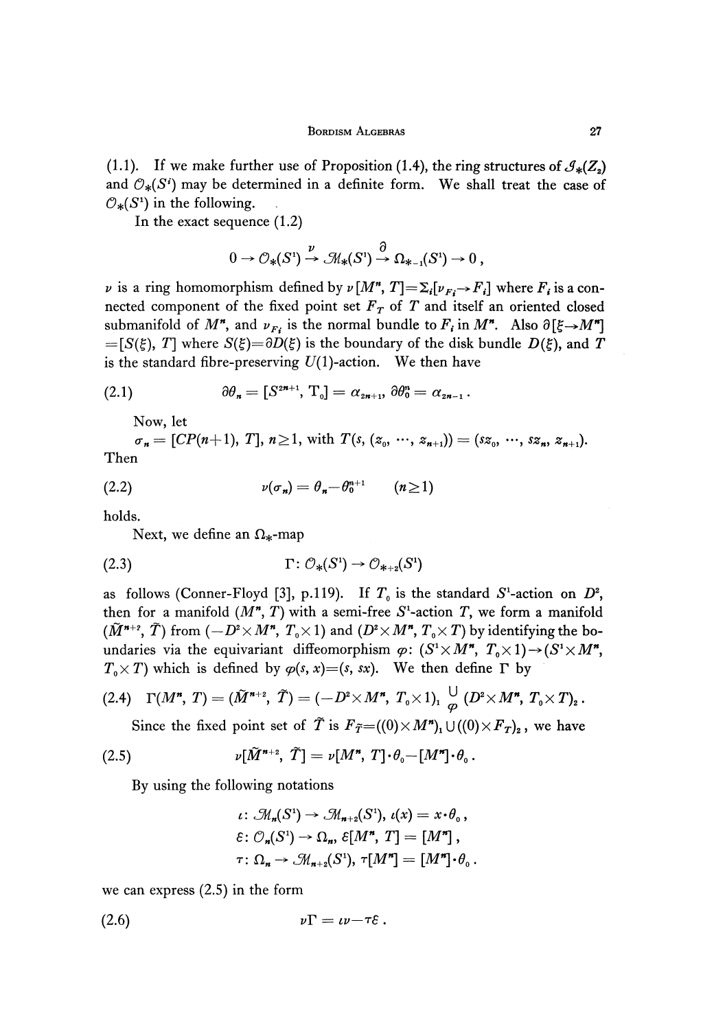(1.1). If we make further use of Proposition (1.4), the ring structures of $\mathcal{J}_*(Z_2)$ and $\mathcal{O}_*(S^i)$ may be determined in a definite form. We shall treat the case of $\mathcal{O}_*(S^1)$ in the following.

In the exact sequence (1.2)

$$0 \to \mathcal{O}_*(S^1) \overset{\nu}{\to} \mathcal{M}_*(S^1) \overset{\partial}{\to} \Omega_{*-1}(S^1) \to 0\,,$$

$\nu$ is a ring homomorphism defined by $\nu[M^n, T]=\Sigma_i[\nu_{F_i}\to F_i]$ where $F_i$ is a connected component of the fixed point set $F_T$ of $T$ and itself an oriented closed submanifold of $M^n$, and $\nu_{F_i}$ is the normal bundle to $F_i$ in $M^n$. Also $\partial[\xi\to M^n]=[S(\xi), T]$ where $S(\xi)=\partial D(\xi)$ is the boundary of the disk bundle $D(\xi)$, and $T$ is the standard fibre-preserving $U(1)$-action. We then have

$$\partial\theta_n = [S^{2n+1}, \mathrm{T}_0] = \alpha_{2n+1},\ \partial\theta_0^n = \alpha_{2n-1}\,. \tag{2.1}$$

Now, let

$\sigma_n = [CP(n+1), T]$, $n\geq 1$, with $T(s, (z_0, \cdots, z_{n+1})) = (sz_0, \cdots, sz_n, z_{n+1})$.

Then

$$\nu(\sigma_n) = \theta_n - \theta_0^{n+1} \qquad (n\geq 1) \tag{2.2}$$

holds.

Next, we define an $\Omega_*$-map

$$\Gamma\colon \mathcal{O}_*(S^1) \to \mathcal{O}_{*+2}(S^1) \tag{2.3}$$

as follows (Conner-Floyd [3], p.119). If $T_0$ is the standard $S^1$-action on $D^2$, then for a manifold $(M^n, T)$ with a semi-free $S^1$-action $T$, we form a manifold $(\tilde{M}^{n+2}, \tilde{T})$ from $(-D^2\times M^n, T_0\times 1)$ and $(D^2\times M^n, T_0\times T)$ by identifying the boundaries via the equivariant diffeomorphism $\varphi\colon (S^1\times M^n, T_0\times 1)\to(S^1\times M^n, T_0\times T)$ which is defined by $\varphi(s, x)=(s, sx)$. We then define $\Gamma$ by

$$\Gamma(M^n, T) = (\tilde{M}^{n+2}, \tilde{T}) = (-D^2\times M^n, T_0\times 1)_1 \underset{\varphi}{\cup} (D^2\times M^n, T_0\times T)_2\,. \tag{2.4}$$

Since the fixed point set of $\tilde{T}$ is $F_{\tilde{T}}=((0)\times M^n)_1 \cup ((0)\times F_T)_2$, we have

$$\nu[\tilde{M}^{n+2}, \tilde{T}] = \nu[M^n, T]\cdot\theta_0 - [M^n]\cdot\theta_0\,. \tag{2.5}$$

By using the following notations

$$\iota\colon \mathcal{M}_n(S^1) \to \mathcal{M}_{n+2}(S^1),\ \iota(x) = x\cdot\theta_0\,,$$

$$\varepsilon\colon \mathcal{O}_n(S^1) \to \Omega_n,\ \varepsilon[M^n, T] = [M^n]\,,$$

$$\tau\colon \Omega_n \to \mathcal{M}_{n+2}(S^1),\ \tau[M^n] = [M^n]\cdot\theta_0\,.$$

we can express (2.5) in the form

$$\nu\Gamma = \iota\nu - \tau\varepsilon\,. \tag{2.6}$$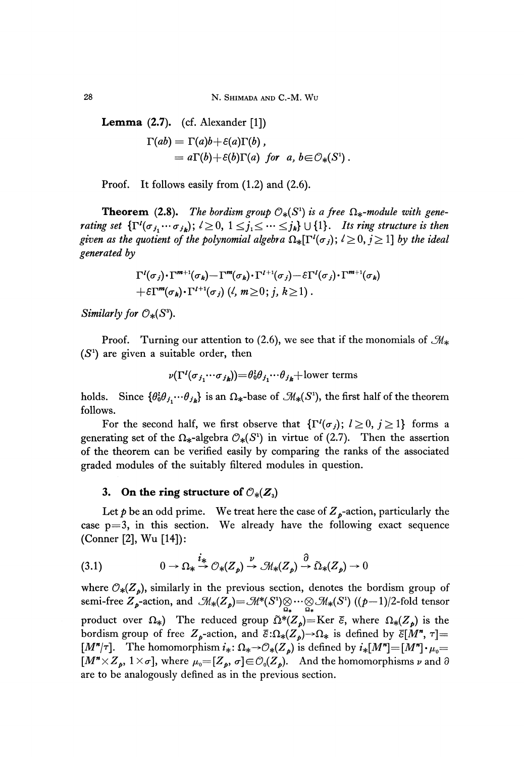**Lemma (2.7).** (cf. Alexander [1])

$$\Gamma(ab) = \Gamma(a)b + \varepsilon(a)\Gamma(b),$$
$$= a\Gamma(b) + \varepsilon(b)\Gamma(a) \quad \text{for } a, b \in \mathcal{O}_*(S^1).$$

Proof. It follows easily from (1.2) and (2.6).

**Theorem (2.8).** *The bordism group $\mathcal{O}_*(S^1)$ is a free $\Omega_*$-module with generating set $\{\Gamma^l(\sigma_{j_1}\cdots\sigma_{j_k});\ l\geq 0,\ 1\leq j_1\leq\cdots\leq j_k\}\cup\{1\}$. Its ring structure is then given as the quotient of the polynomial algebra $\Omega_*[\Gamma^l(\sigma_j);\ l\geq 0, j\geq 1]$ by the ideal generated by*

$$\Gamma^l(\sigma_j)\cdot\Gamma^{m+1}(\sigma_k) - \Gamma^m(\sigma_k)\cdot\Gamma^{l+1}(\sigma_j) - \varepsilon\Gamma^l(\sigma_j)\cdot\Gamma^{m+1}(\sigma_k)$$
$$+\varepsilon\Gamma^m(\sigma_k)\cdot\Gamma^{l+1}(\sigma_j)\ (l,\ m\geq 0;\ j,\ k\geq 1).$$

*Similarly for $\mathcal{O}_*(S^3)$.*

Proof. Turning our attention to (2.6), we see that if the monomials of $\mathcal{M}_*(S^1)$ are given a suitable order, then

$$\nu(\Gamma^l(\sigma_{j_1}\cdots\sigma_{j_k})) = \theta_0^l\theta_{j_1}\cdots\theta_{j_k} + \text{lower terms}$$

holds. Since $\{\theta_0^l\theta_{j_1}\cdots\theta_{j_k}\}$ is an $\Omega_*$-base of $\mathcal{M}_*(S^1)$, the first half of the theorem follows.

For the second half, we first observe that $\{\Gamma^l(\sigma_j);\ l\geq 0,\ j\geq 1\}$ forms a generating set of the $\Omega_*$-algebra $\mathcal{O}_*(S^1)$ in virtue of (2.7). Then the assertion of the theorem can be verified easily by comparing the ranks of the associated graded modules of the suitably filtered modules in question.

## 3. On the ring structure of $\mathcal{O}_*(Z_3)$

Let $p$ be an odd prime. We treat here the case of $Z_p$-action, particularly the case p=3, in this section. We already have the following exact sequence (Conner [2], Wu [14]):

$$(3.1)\qquad 0 \to \Omega_* \overset{i_*}{\to} \mathcal{O}_*(Z_p) \overset{\nu}{\to} \mathcal{M}_*(Z_p) \overset{\partial}{\to} \tilde{\Omega}_*(Z_p) \to 0$$

where $\mathcal{O}_*(Z_p)$, similarly in the previous section, denotes the bordism group of semi-free $Z_p$-action, and $\mathcal{M}_*(Z_p) = \mathcal{M}^*(S^1)\underset{\Omega_*}{\otimes}\cdots\underset{\Omega_*}{\otimes}\mathcal{M}_*(S^1)$ ($(p-1)/2$-fold tensor product over $\Omega_*$) The reduced group $\tilde{\Omega}^*(Z_p) = \text{Ker } \bar{\varepsilon}$, where $\Omega_*(Z_p)$ is the bordism group of free $Z_p$-action, and $\bar{\varepsilon}: \Omega_*(Z_p)\to\Omega_*$ is defined by $\bar{\varepsilon}[M^n, \tau] = [M^n/\tau]$. The homomorphism $i_*: \Omega_*\to\mathcal{O}_*(Z_p)$ is defined by $i_*[M^n] = [M^n]\cdot\mu_0 = [M^n\times Z_p, 1\times\sigma]$, where $\mu_0 = [Z_p, \sigma]\in\mathcal{O}_0(Z_p)$. And the homomorphisms $\nu$ and $\partial$ are to be analogously defined as in the previous section.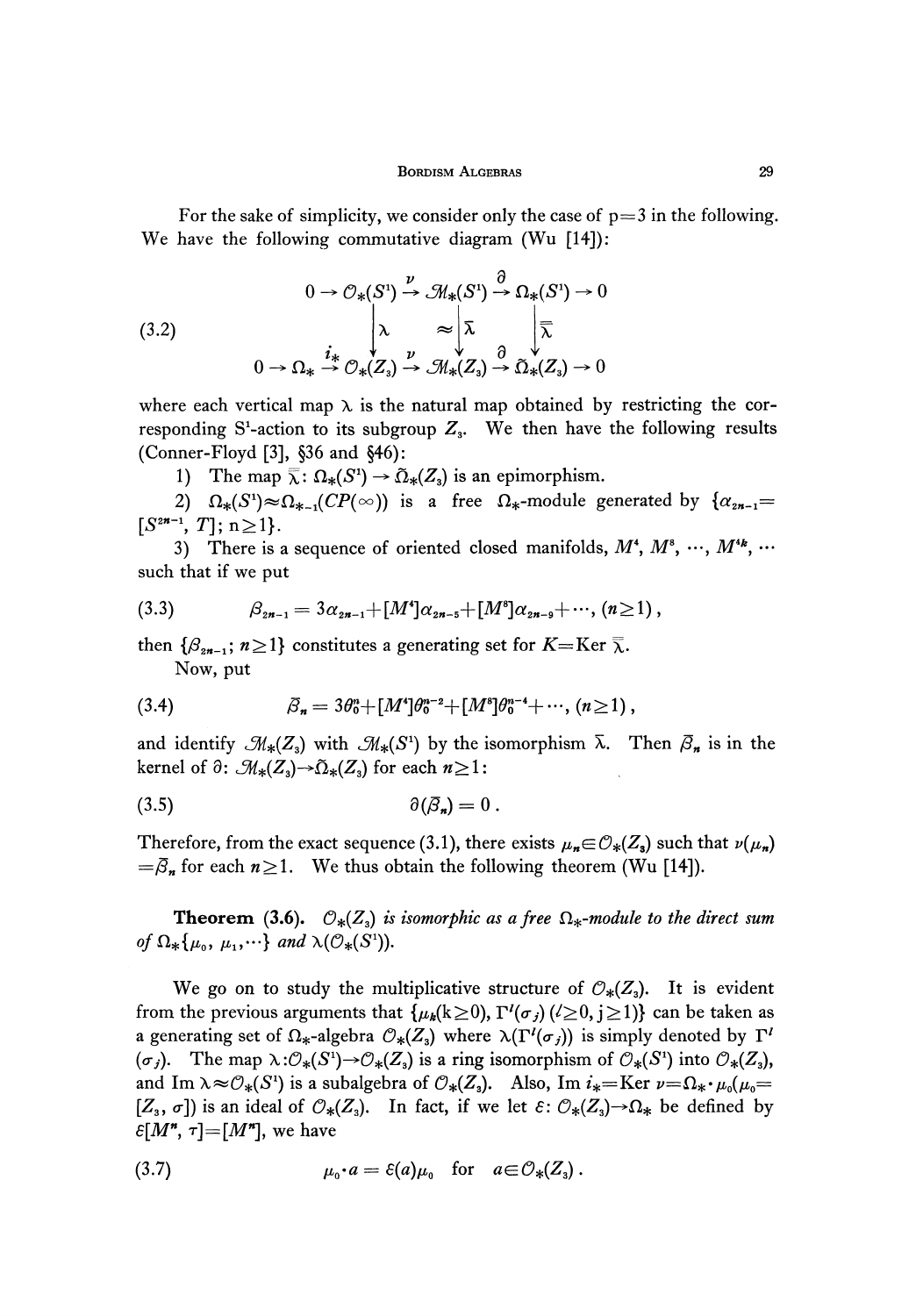For the sake of simplicity, we consider only the case of $p=3$ in the following. We have the following commutative diagram (Wu [14]):

$$
(3.2) \qquad
\begin{array}{ccccccccc}
0 \to & \mathcal{O}_*(S^1) & \xrightarrow{\nu} & \mathcal{M}_*(S^1) & \xrightarrow{\partial} & \Omega_*(S^1) & \to 0 \\
& \downarrow \lambda & & \approx \downarrow \bar{\lambda} & & \downarrow \bar{\bar{\lambda}} & \\
0 \to \Omega_* \xrightarrow{i_*} & \mathcal{O}_*(Z_3) & \xrightarrow{\nu} & \mathcal{M}_*(Z_3) & \xrightarrow{\partial} & \tilde{\Omega}_*(Z_3) & \to 0
\end{array}
$$

where each vertical map $\lambda$ is the natural map obtained by restricting the corresponding $S^1$-action to its subgroup $Z_3$. We then have the following results (Conner-Floyd [3], §36 and §46):

1) The map $\bar{\bar{\lambda}}$: $\Omega_*(S^1) \to \tilde{\Omega}_*(Z_3)$ is an epimorphism.

2) $\Omega_*(S^1) \approx \Omega_{*-1}(CP(\infty))$ is a free $\Omega_*$-module generated by $\{\alpha_{2n-1} = [S^{2n-1}, T];\ n \geq 1\}$.

3) There is a sequence of oriented closed manifolds, $M^4$, $M^8$, $\cdots$, $M^{4k}$, $\cdots$ such that if we put

$$
(3.3) \qquad \beta_{2n-1} = 3\alpha_{2n-1} + [M^4]\alpha_{2n-5} + [M^8]\alpha_{2n-9} + \cdots, \ (n \geq 1),
$$

then $\{\beta_{2n-1};\ n \geq 1\}$ constitutes a generating set for $K = \text{Ker } \bar{\bar{\lambda}}$.

Now, put

$$
(3.4) \qquad \bar{\beta}_n = 3\theta_0^n + [M^4]\theta_0^{n-2} + [M^8]\theta_0^{n-4} + \cdots, \ (n \geq 1),
$$

and identify $\mathcal{M}_*(Z_3)$ with $\mathcal{M}_*(S^1)$ by the isomorphism $\bar{\lambda}$. Then $\bar{\beta}_n$ is in the kernel of $\partial$: $\mathcal{M}_*(Z_3) \to \tilde{\Omega}_*(Z_3)$ for each $n \geq 1$:

$$
(3.5) \qquad \partial(\bar{\beta}_n) = 0 .
$$

Therefore, from the exact sequence (3.1), there exists $\mu_n \in \mathcal{O}_*(Z_3)$ such that $\nu(\mu_n) = \bar{\beta}_n$ for each $n \geq 1$. We thus obtain the following theorem (Wu [14]).

**Theorem (3.6).** *$\mathcal{O}_*(Z_3)$ is isomorphic as a free $\Omega_*$-module to the direct sum of $\Omega_*\{\mu_0, \mu_1, \cdots\}$ and $\lambda(\mathcal{O}_*(S^1))$.*

We go on to study the multiplicative structure of $\mathcal{O}_*(Z_3)$. It is evident from the previous arguments that $\{\mu_k (k \geq 0), \Gamma^l(\sigma_j)\ (l \geq 0, j \geq 1)\}$ can be taken as a generating set of $\Omega_*$-algebra $\mathcal{O}_*(Z_3)$ where $\lambda(\Gamma^l(\sigma_j))$ is simply denoted by $\Gamma^l(\sigma_j)$. The map $\lambda: \mathcal{O}_*(S^1) \to \mathcal{O}_*(Z_3)$ is a ring isomorphism of $\mathcal{O}_*(S^1)$ into $\mathcal{O}_*(Z_3)$, and $\text{Im } \lambda \approx \mathcal{O}_*(S^1)$ is a subalgebra of $\mathcal{O}_*(Z_3)$. Also, $\text{Im } i_* = \text{Ker } \nu = \Omega_* \cdot \mu_0 (\mu_0 = [Z_3, \sigma])$ is an ideal of $\mathcal{O}_*(Z_3)$. In fact, if we let $\varepsilon$: $\mathcal{O}_*(Z_3) \to \Omega_*$ be defined by $\varepsilon[M^n, \tau] = [M^n]$, we have

$$
(3.7) \qquad \mu_0 \cdot a = \varepsilon(a)\mu_0 \quad \text{for} \quad a \in \mathcal{O}_*(Z_3) .
$$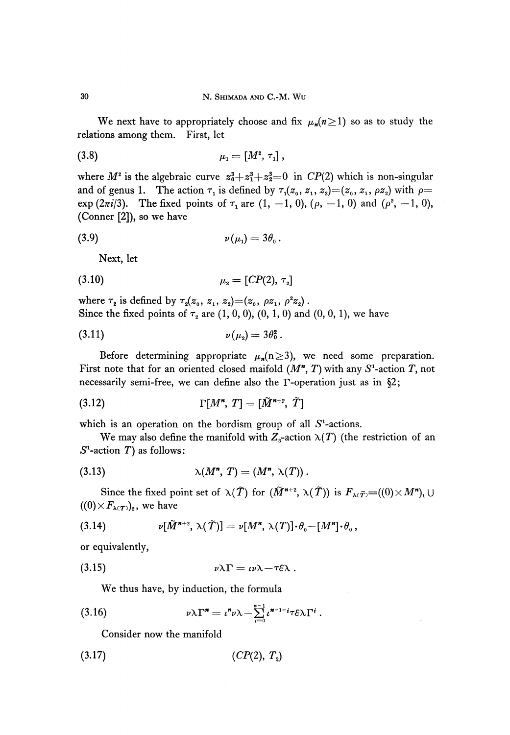We next have to appropriately choose and fix $\mu_n (n \geq 1)$ so as to study the relations among them. First, let

$$\mu_1 = [M^2, \tau_1], \tag{3.8}$$

where $M^2$ is the algebraic curve $z_0^3 + z_1^3 + z_2^3 = 0$ in $CP(2)$ which is non-singular and of genus 1. The action $\tau_1$ is defined by $\tau_1(z_0, z_1, z_2) = (z_0, z_1, \rho z_2)$ with $\rho = \exp(2\pi i/3)$. The fixed points of $\tau_1$ are $(1, -1, 0)$, $(\rho, -1, 0)$ and $(\rho^2, -1, 0)$, (Conner [2]), so we have

$$\nu(\mu_1) = 3\theta_0. \tag{3.9}$$

Next, let

$$\mu_2 = [CP(2), \tau_2] \tag{3.10}$$

where $\tau_2$ is defined by $\tau_2(z_0, z_1, z_2) = (z_0, \rho z_1, \rho^2 z_2)$.
Since the fixed points of $\tau_2$ are $(1, 0, 0)$, $(0, 1, 0)$ and $(0, 0, 1)$, we have

$$\nu(\mu_2) = 3\theta_0^2. \tag{3.11}$$

Before determining appropriate $\mu_n (n \geq 3)$, we need some preparation. First note that for an oriented closed maifold $(M^n, T)$ with any $S^1$-action $T$, not necessarily semi-free, we can define also the $\Gamma$-operation just as in §2;

$$\Gamma[M^n, T] = [\tilde{M}^{n+2}, \tilde{T}] \tag{3.12}$$

which is an operation on the bordism group of all $S^1$-actions.

We may also define the manifold with $Z_3$-action $\lambda(T)$ (the restriction of an $S^1$-action $T$) as follows:

$$\lambda(M^n, T) = (M^n, \lambda(T)). \tag{3.13}$$

Since the fixed point set of $\lambda(\tilde{T})$ for $(\tilde{M}^{n+2}, \lambda(\tilde{T}))$ is $F_{\lambda(\tilde{T})} = ((0) \times M^n)_1 \cup ((0) \times F_{\lambda(T)})_2$, we have

$$\nu[\tilde{M}^{n+2}, \lambda(\tilde{T})] = \nu[M^n, \lambda(T)] \cdot \theta_0 - [M^n] \cdot \theta_0, \tag{3.14}$$

or equivalently,

$$\nu\lambda\Gamma = \iota\nu\lambda - \tau\mathcal{E}\lambda. \tag{3.15}$$

We thus have, by induction, the formula

$$\nu\lambda\Gamma^n = \iota^n \nu\lambda - \sum_{i=0}^{n-1} \iota^{n-1-i} \tau\mathcal{E}\lambda\Gamma^i. \tag{3.16}$$

Consider now the manifold

$$(CP(2), T_2) \tag{3.17}$$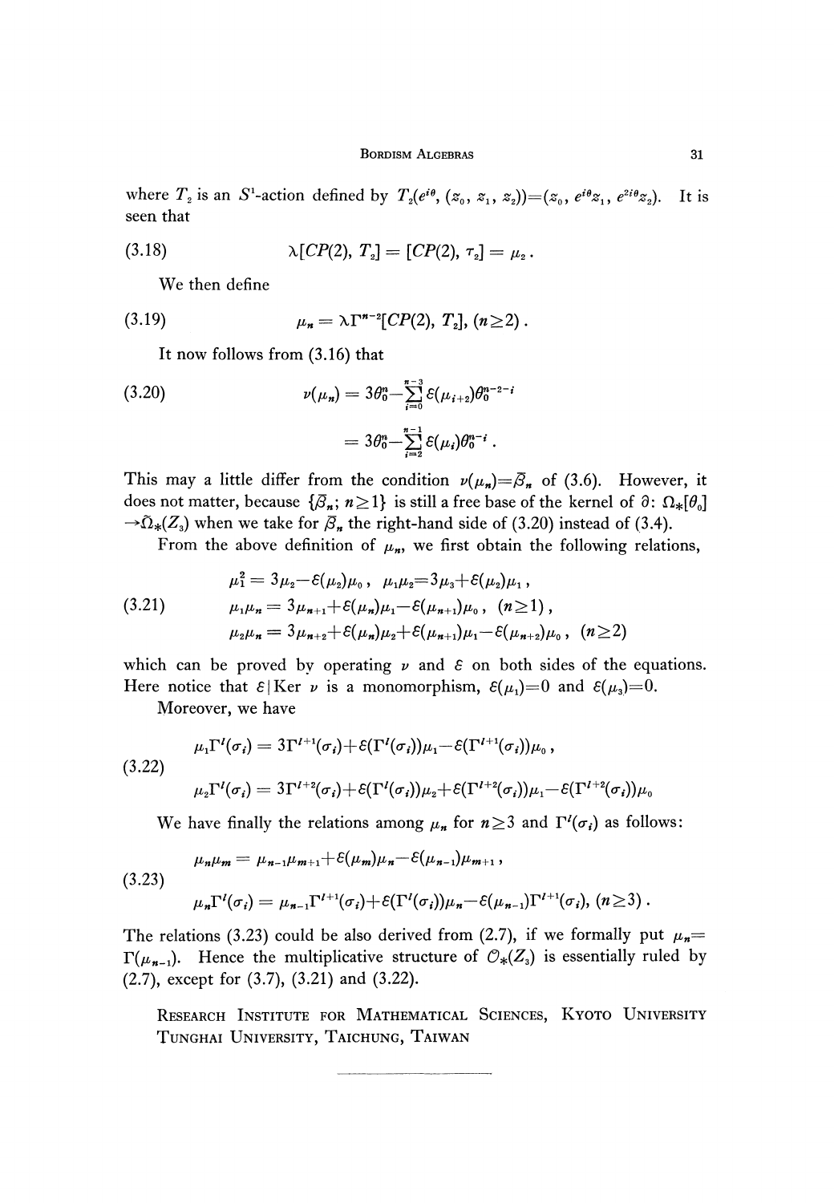where $T_2$ is an $S^1$-action defined by $T_2(e^{i\theta}, (z_0, z_1, z_2)) = (z_0, e^{i\theta}z_1, e^{2i\theta}z_2)$. It is seen that

$$\lambda[CP(2), T_2] = [CP(2), \tau_2] = \mu_2 . \tag{3.18}$$

We then define

$$\mu_n = \lambda\Gamma^{n-2}[CP(2), T_2], \ (n \geq 2) . \tag{3.19}$$

It now follows from (3.16) that

$$\begin{aligned} \nu(\mu_n) &= 3\theta_0^n - \sum_{i=0}^{n-3} \mathcal{E}(\mu_{i+2})\theta_0^{n-2-i} \\ &= 3\theta_0^n - \sum_{i=2}^{n-1} \mathcal{E}(\mu_i)\theta_0^{n-i} . \end{aligned} \tag{3.20}$$

This may a little differ from the condition $\nu(\mu_n) = \beta_n$ of (3.6). However, it does not matter, because $\{\beta_n;\ n \geq 1\}$ is still a free base of the kernel of $\partial\colon \Omega_*[\theta_0] \to \tilde{\Omega}_*(Z_3)$ when we take for $\beta_n$ the right-hand side of (3.20) instead of (3.4).

From the above definition of $\mu_n$, we first obtain the following relations,

$$\begin{aligned} &\mu_1^2 = 3\mu_2 - \mathcal{E}(\mu_2)\mu_0 , \quad \mu_1\mu_2 = 3\mu_3 + \mathcal{E}(\mu_2)\mu_1 , \\ &\mu_1\mu_n = 3\mu_{n+1} + \mathcal{E}(\mu_n)\mu_1 - \mathcal{E}(\mu_{n+1})\mu_0 , \quad (n \geq 1) , \\ &\mu_2\mu_n = 3\mu_{n+2} + \mathcal{E}(\mu_n)\mu_2 + \mathcal{E}(\mu_{n+1})\mu_1 - \mathcal{E}(\mu_{n+2})\mu_0 , \quad (n \geq 2) \end{aligned} \tag{3.21}$$

which can be proved by operating $\nu$ and $\mathcal{E}$ on both sides of the equations. Here notice that $\mathcal{E}\,|\,\mathrm{Ker}\ \nu$ is a monomorphism, $\mathcal{E}(\mu_1) = 0$ and $\mathcal{E}(\mu_3) = 0$.

Moreover, we have

$$\begin{aligned} &\mu_1\Gamma^l(\sigma_i) = 3\Gamma^{l+1}(\sigma_i) + \mathcal{E}(\Gamma^l(\sigma_i))\mu_1 - \mathcal{E}(\Gamma^{l+1}(\sigma_i))\mu_0 , \\ &\mu_2\Gamma^l(\sigma_i) = 3\Gamma^{l+2}(\sigma_i) + \mathcal{E}(\Gamma^l(\sigma_i))\mu_2 + \mathcal{E}(\Gamma^{l+1}(\sigma_i))\mu_1 - \mathcal{E}(\Gamma^{l+2}(\sigma_i))\mu_0 \end{aligned} \tag{3.22}$$

We have finally the relations among $\mu_n$ for $n \geq 3$ and $\Gamma^l(\sigma_i)$ as follows:

$$\begin{aligned} &\mu_n\mu_m = \mu_{n-1}\mu_{m+1} + \mathcal{E}(\mu_m)\mu_n - \mathcal{E}(\mu_{n-1})\mu_{m+1} , \\ &\mu_n\Gamma^l(\sigma_i) = \mu_{n-1}\Gamma^{l+1}(\sigma_i) + \mathcal{E}(\Gamma^l(\sigma_i))\mu_n - \mathcal{E}(\mu_{n-1})\Gamma^{l+1}(\sigma_i), \ (n \geq 3) . \end{aligned} \tag{3.23}$$

The relations (3.23) could be also derived from (2.7), if we formally put $\mu_n = \Gamma(\mu_{n-1})$. Hence the multiplicative structure of $\mathcal{O}_*(Z_3)$ is essentially ruled by (2.7), except for (3.7), (3.21) and (3.22).

RESEARCH INSTITUTE FOR MATHEMATICAL SCIENCES, KYOTO UNIVERSITY
TUNGHAI UNIVERSITY, TAICHUNG, TAIWAN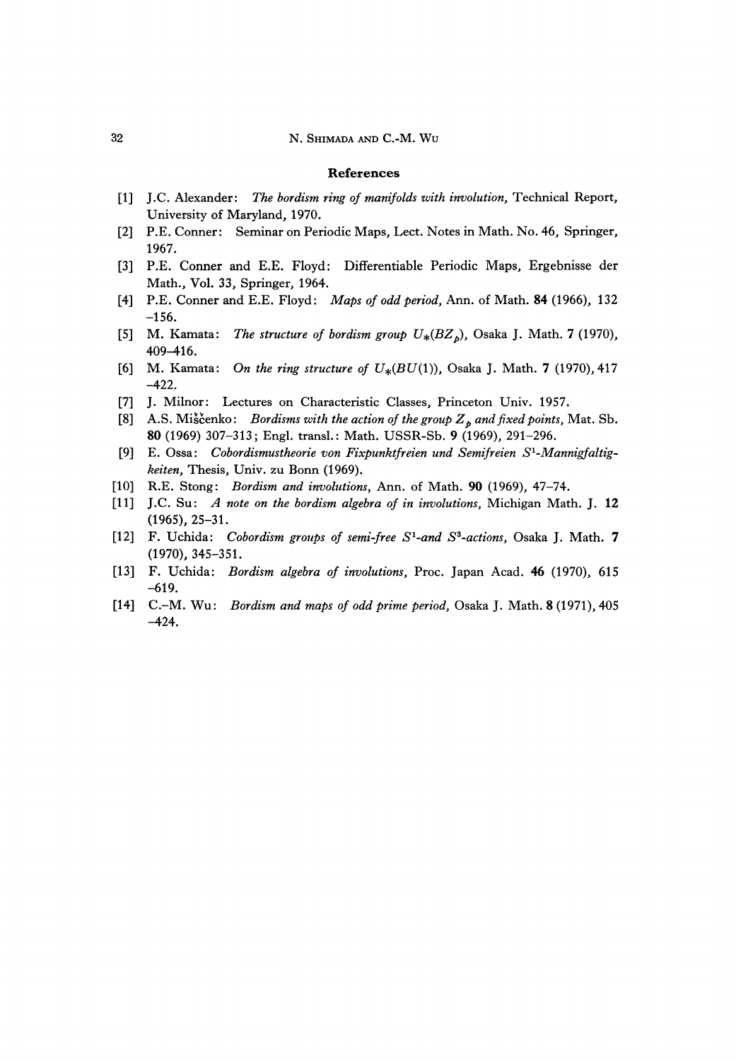## References

[1] J.C. Alexander: *The bordism ring of manifolds with involution*, Technical Report, University of Maryland, 1970.

[2] P.E. Conner: Seminar on Periodic Maps, Lect. Notes in Math. No. 46, Springer, 1967.

[3] P.E. Conner and E.E. Floyd: Differentiable Periodic Maps, Ergebnisse der Math., Vol. 33, Springer, 1964.

[4] P.E. Conner and E.E. Floyd: *Maps of odd period*, Ann. of Math. **84** (1966), 132–156.

[5] M. Kamata: *The structure of bordism group $U_*(BZ_p)$*, Osaka J. Math. **7** (1970), 409–416.

[6] M. Kamata: *On the ring structure of $U_*(BU(1))$*, Osaka J. Math. **7** (1970), 417–422.

[7] J. Milnor: Lectures on Characteristic Classes, Princeton Univ. 1957.

[8] A.S. Miščenko: *Bordisms with the action of the group $Z_p$ and fixed points*, Mat. Sb. **80** (1969) 307–313; Engl. transl.: Math. USSR-Sb. **9** (1969), 291–296.

[9] E. Ossa: *Cobordismustheorie von Fixpunktfreien und Semifreien $S^1$-Mannigfaltigkeiten*, Thesis, Univ. zu Bonn (1969).

[10] R.E. Stong: *Bordism and involutions*, Ann. of Math. **90** (1969), 47–74.

[11] J.C. Su: *A note on the bordism algebra of in involutions*, Michigan Math. J. **12** (1965), 25–31.

[12] F. Uchida: *Cobordism groups of semi-free $S^1$-and $S^3$-actions*, Osaka J. Math. **7** (1970), 345–351.

[13] F. Uchida: *Bordism algebra of involutions*, Proc. Japan Acad. **46** (1970), 615–619.

[14] C.-M. Wu: *Bordism and maps of odd prime period*, Osaka J. Math. **8** (1971), 405–424.